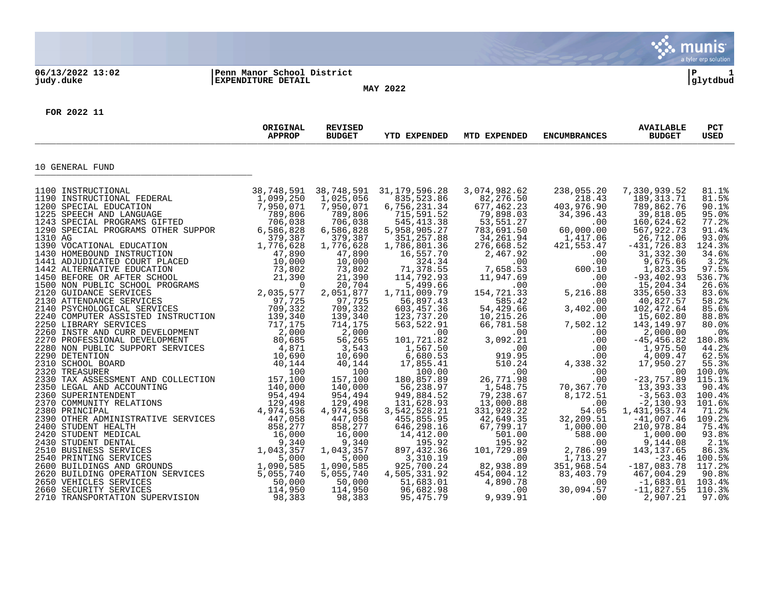06/13/2022 13:02
judy.duke

Penn Manor School District
EXPENDITURE DETAIL

MAY 2022

P 1
glytdbud

FOR 2022 11

| | ORIGINAL APPROP | REVISED BUDGET | YTD EXPENDED | MTD EXPENDED | ENCUMBRANCES | AVAILABLE BUDGET | PCT USED |
|---|---|---|---|---|---|---|---|
| **10 GENERAL FUND** | | | | | | | |
| 1100 INSTRUCTIONAL | 38,748,591 | 38,748,591 | 31,179,596.28 | 3,074,982.62 | 238,055.20 | 7,330,939.52 | 81.1% |
| 1190 INSTRUCTIONAL FEDERAL | 1,099,250 | 1,025,056 | 835,523.86 | 82,276.50 | 218.43 | 189,313.71 | 81.5% |
| 1200 SPECIAL EDUCATION | 7,950,071 | 7,950,071 | 6,756,231.34 | 677,462.23 | 403,976.90 | 789,862.76 | 90.1% |
| 1225 SPEECH AND LANGUAGE | 789,806 | 789,806 | 715,591.52 | 79,898.03 | 34,396.43 | 39,818.05 | 95.0% |
| 1243 SPECIAL PROGRAMS GIFTED | 706,038 | 706,038 | 545,413.38 | 53,551.27 | .00 | 160,624.62 | 77.2% |
| 1290 SPECIAL PROGRAMS OTHER SUPPOR | 6,586,828 | 6,586,828 | 5,958,905.27 | 783,691.50 | 60,000.00 | 567,922.73 | 91.4% |
| 1310 AG | 379,387 | 379,387 | 351,257.88 | 34,261.94 | 1,417.06 | 26,712.06 | 93.0% |
| 1390 VOCATIONAL EDUCATION | 1,776,628 | 1,776,628 | 1,786,801.36 | 276,668.52 | 421,553.47 | -431,726.83 | 124.3% |
| 1430 HOMEBOUND INSTRUCTION | 47,890 | 47,890 | 16,557.70 | 2,467.92 | .00 | 31,332.30 | 34.6% |
| 1441 ADJUDICATED COURT PLACED | 10,000 | 10,000 | 324.34 | .00 | .00 | 9,675.66 | 3.2% |
| 1442 ALTERNATIVE EDUCATION | 73,802 | 73,802 | 71,378.55 | 7,658.53 | 600.10 | 1,823.35 | 97.5% |
| 1450 BEFORE OR AFTER SCHOOL | 21,390 | 21,390 | 114,792.93 | 11,947.69 | .00 | -93,402.93 | 536.7% |
| 1500 NON PUBLIC SCHOOL PROGRAMS | 0 | 20,704 | 5,499.66 | .00 | .00 | 15,204.34 | 26.6% |
| 2120 GUIDANCE SERVICES | 2,035,577 | 2,051,877 | 1,711,009.79 | 154,721.33 | 5,216.88 | 335,650.33 | 83.6% |
| 2130 ATTENDANCE SERVICES | 97,725 | 97,725 | 56,897.43 | 585.42 | .00 | 40,827.57 | 58.2% |
| 2140 PSYCHOLOGICAL SERVICES | 709,332 | 709,332 | 603,457.36 | 54,429.66 | 3,402.00 | 102,472.64 | 85.6% |
| 2240 COMPUTER ASSISTED INSTRUCTION | 139,340 | 139,340 | 123,737.20 | 10,215.26 | .00 | 15,602.80 | 88.8% |
| 2250 LIBRARY SERVICES | 717,175 | 714,175 | 563,522.91 | 66,781.58 | 7,502.12 | 143,149.97 | 80.0% |
| 2260 INSTR AND CURR DEVELOPMENT | 2,000 | 2,000 | .00 | .00 | .00 | 2,000.00 | .0% |
| 2270 PROFESSIONAL DEVELOPMENT | 80,685 | 56,265 | 101,721.82 | 3,092.21 | .00 | -45,456.82 | 180.8% |
| 2280 NON PUBLIC SUPPORT SERVICES | 4,871 | 3,543 | 1,567.50 | .00 | .00 | 1,975.50 | 44.2% |
| 2290 DETENTION | 10,690 | 10,690 | 6,680.53 | 919.95 | .00 | 4,009.47 | 62.5% |
| 2310 SCHOOL BOARD | 40,144 | 40,144 | 17,855.41 | 510.24 | 4,338.32 | 17,950.27 | 55.3% |
| 2320 TREASURER | 100 | 100 | 100.00 | .00 | .00 | .00 | 100.0% |
| 2330 TAX ASSESSMENT AND COLLECTION | 157,100 | 157,100 | 180,857.89 | 26,771.98 | .00 | -23,757.89 | 115.1% |
| 2350 LEGAL AND ACCOUNTING | 140,000 | 140,000 | 56,238.97 | 1,548.75 | 70,367.70 | 13,393.33 | 90.4% |
| 2360 SUPERINTENDENT | 954,494 | 954,494 | 949,884.52 | 79,238.67 | 8,172.51 | -3,563.03 | 100.4% |
| 2370 COMMUNITY RELATIONS | 129,498 | 129,498 | 131,628.93 | 13,000.88 | .00 | -2,130.93 | 101.6% |
| 2380 PRINCIPAL | 4,974,536 | 4,974,536 | 3,542,528.21 | 331,928.22 | 54.05 | 1,431,953.74 | 71.2% |
| 2390 OTHER ADMINISTRATIVE SERVICES | 447,058 | 447,058 | 455,855.95 | 42,649.35 | 32,209.51 | -41,007.46 | 109.2% |
| 2400 STUDENT HEALTH | 858,277 | 858,277 | 646,298.16 | 67,799.17 | 1,000.00 | 210,978.84 | 75.4% |
| 2420 STUDENT MEDICAL | 16,000 | 16,000 | 14,412.00 | 501.00 | 588.00 | 1,000.00 | 93.8% |
| 2430 STUDENT DENTAL | 9,340 | 9,340 | 195.92 | 195.92 | .00 | 9,144.08 | 2.1% |
| 2510 BUSINESS SERVICES | 1,043,357 | 1,043,357 | 897,432.36 | 101,729.89 | 2,786.99 | 143,137.65 | 86.3% |
| 2540 PRINTING SERVICES | 5,000 | 5,000 | 3,310.19 | .00 | 1,713.27 | -23.46 | 100.5% |
| 2600 BUILDINGS AND GROUNDS | 1,090,585 | 1,090,585 | 925,700.24 | 82,938.89 | 351,968.54 | -187,083.78 | 117.2% |
| 2620 BUILDING OPERATION SERVICES | 5,055,740 | 5,055,740 | 4,505,331.92 | 454,004.12 | 83,403.79 | 467,004.29 | 90.8% |
| 2650 VEHICLES SERVICES | 50,000 | 50,000 | 51,683.01 | 4,890.78 | .00 | -1,683.01 | 103.4% |
| 2660 SECURITY SERVICES | 114,950 | 114,950 | 96,682.98 | .00 | 30,094.57 | -11,827.55 | 110.3% |
| 2710 TRANSPORTATION SUPERVISION | 98,383 | 98,383 | 95,475.79 | 9,939.91 | .00 | 2,907.21 | 97.0% |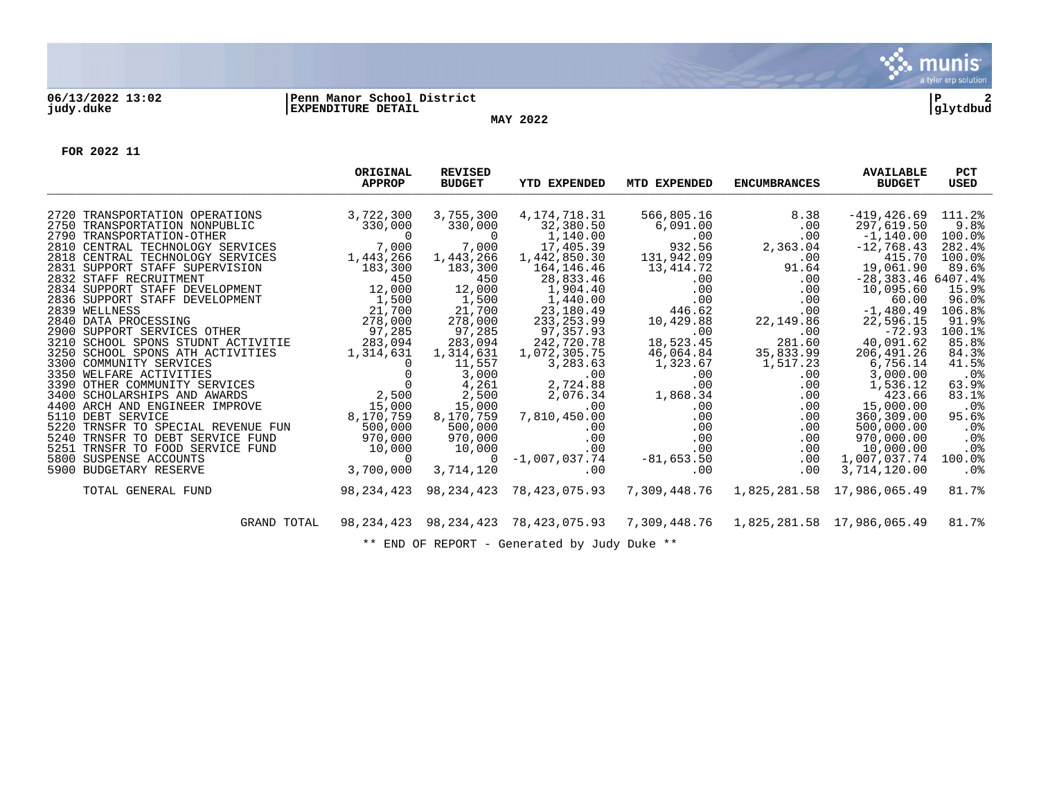**06/13/2022 13:02** | **Penn Manor School District**
**judy.duke** | **EXPENDITURE DETAIL**

**MAY 2022**

**FOR 2022 11**

| | ORIGINAL APPROP | REVISED BUDGET | YTD EXPENDED | MTD EXPENDED | ENCUMBRANCES | AVAILABLE BUDGET | PCT USED |
|---|---|---|---|---|---|---|---|
| 2720 TRANSPORTATION OPERATIONS | 3,722,300 | 3,755,300 | 4,174,718.31 | 566,805.16 | 8.38 | -419,426.69 | 111.2% |
| 2750 TRANSPORTATION NONPUBLIC | 330,000 | 330,000 | 32,380.50 | 6,091.00 | .00 | 297,619.50 | 9.8% |
| 2790 TRANSPORTATION-OTHER | 0 | 0 | 1,140.00 | .00 | .00 | -1,140.00 | 100.0% |
| 2810 CENTRAL TECHNOLOGY SERVICES | 7,000 | 7,000 | 17,405.39 | 932.56 | 2,363.04 | -12,768.43 | 282.4% |
| 2818 CENTRAL TECHNOLOGY SERVICES | 1,443,266 | 1,443,266 | 1,442,850.30 | 131,942.09 | .00 | 415.70 | 100.0% |
| 2831 SUPPORT STAFF SUPERVISION | 183,300 | 183,300 | 164,146.46 | 13,414.72 | 91.64 | 19,061.90 | 89.6% |
| 2832 STAFF RECRUITMENT | 450 | 450 | 28,833.46 | .00 | .00 | -28,383.46 | 6407.4% |
| 2834 SUPPORT STAFF DEVELOPMENT | 12,000 | 12,000 | 1,904.40 | .00 | .00 | 10,095.60 | 15.9% |
| 2836 SUPPORT STAFF DEVELOPMENT | 1,500 | 1,500 | 1,440.00 | .00 | .00 | 60.00 | 96.0% |
| 2839 WELLNESS | 21,700 | 21,700 | 23,180.49 | 446.62 | .00 | -1,480.49 | 106.8% |
| 2840 DATA PROCESSING | 278,000 | 278,000 | 233,253.99 | 10,429.88 | 22,149.86 | 22,596.15 | 91.9% |
| 2900 SUPPORT SERVICES OTHER | 97,285 | 97,285 | 97,357.93 | .00 | .00 | -72.93 | 100.1% |
| 3210 SCHOOL SPONS STUDNT ACTIVITIE | 283,094 | 283,094 | 242,720.78 | 18,523.45 | 281.60 | 40,091.62 | 85.8% |
| 3250 SCHOOL SPONS ATH ACTIVITIES | 1,314,631 | 1,314,631 | 1,072,305.75 | 46,064.84 | 35,833.99 | 206,491.26 | 84.3% |
| 3300 COMMUNITY SERVICES | 0 | 11,557 | 3,283.63 | 1,323.67 | 1,517.23 | 6,756.14 | 41.5% |
| 3350 WELFARE ACTIVITIES | 0 | 3,000 | .00 | .00 | .00 | 3,000.00 | .0% |
| 3390 OTHER COMMUNITY SERVICES | 0 | 4,261 | 2,724.88 | .00 | .00 | 1,536.12 | 63.9% |
| 3400 SCHOLARSHIPS AND AWARDS | 2,500 | 2,500 | 2,076.34 | 1,868.34 | .00 | 423.66 | 83.1% |
| 4400 ARCH AND ENGINEER IMPROVE | 15,000 | 15,000 | .00 | .00 | .00 | 15,000.00 | .0% |
| 5110 DEBT SERVICE | 8,170,759 | 8,170,759 | 7,810,450.00 | .00 | .00 | 360,309.00 | 95.6% |
| 5220 TRNSFR TO SPECIAL REVENUE FUN | 500,000 | 500,000 | .00 | .00 | .00 | 500,000.00 | .0% |
| 5240 TRNSFR TO DEBT SERVICE FUND | 970,000 | 970,000 | .00 | .00 | .00 | 970,000.00 | .0% |
| 5251 TRNSFR TO FOOD SERVICE FUND | 10,000 | 10,000 | .00 | .00 | .00 | 10,000.00 | .0% |
| 5800 SUSPENSE ACCOUNTS | 0 | 0 | -1,007,037.74 | -81,653.50 | .00 | 1,007,037.74 | 100.0% |
| 5900 BUDGETARY RESERVE | 3,700,000 | 3,714,120 | .00 | .00 | .00 | 3,714,120.00 | .0% |
| TOTAL GENERAL FUND | 98,234,423 | 98,234,423 | 78,423,075.93 | 7,309,448.76 | 1,825,281.58 | 17,986,065.49 | 81.7% |
| GRAND TOTAL | 98,234,423 | 98,234,423 | 78,423,075.93 | 7,309,448.76 | 1,825,281.58 | 17,986,065.49 | 81.7% |

** END OF REPORT - Generated by Judy Duke **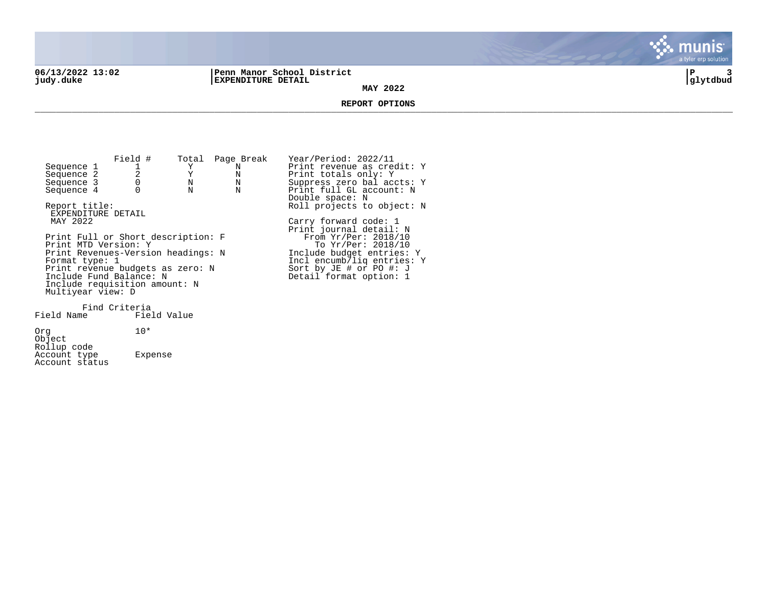# REPORT OPTIONS

| | Field # | Total | Page Break |
|---|---|---|---|
| Sequence 1 | 1 | Y | N |
| Sequence 2 | 2 | Y | N |
| Sequence 3 | 0 | N | N |
| Sequence 4 | 0 | N | N |

Report title:
EXPENDITURE DETAIL
MAY 2022

Print Full or Short description: F
Print MTD Version: Y
Print Revenues-Version headings: N
Format type: 1
Print revenue budgets as zero: N
Include Fund Balance: N
Include requisition amount: N
Multiyear view: D

Year/Period: 2022/11
Print revenue as credit: Y
Print totals only: Y
Suppress zero bal accts: Y
Print full GL account: N
Double space: N
Roll projects to object: N

Carry forward code: 1
Print journal detail: N
From Yr/Per: 2018/10
To Yr/Per: 2018/10
Include budget entries: Y
Incl encumb/liq entries: Y
Sort by JE # or PO #: J
Detail format option: 1

Find Criteria

| Field Name | Field Value |
|---|---|
| Org | 10* |
| Object | |
| Rollup code | |
| Account type | Expense |
| Account status | |